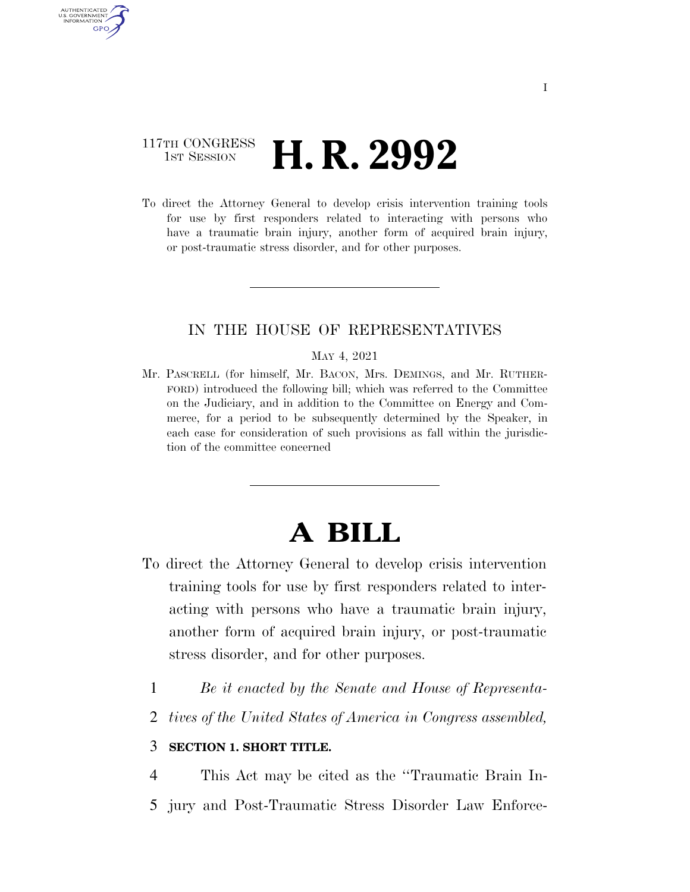117TH CONGRESS
1ST SESSION

# H. R. 2992

To direct the Attorney General to develop crisis intervention training tools for use by first responders related to interacting with persons who have a traumatic brain injury, another form of acquired brain injury, or post-traumatic stress disorder, and for other purposes.

---

IN THE HOUSE OF REPRESENTATIVES

MAY 4, 2021

Mr. PASCRELL (for himself, Mr. BACON, Mrs. DEMINGS, and Mr. RUTHERFORD) introduced the following bill; which was referred to the Committee on the Judiciary, and in addition to the Committee on Energy and Commerce, for a period to be subsequently determined by the Speaker, in each case for consideration of such provisions as fall within the jurisdiction of the committee concerned

---

# A BILL

To direct the Attorney General to develop crisis intervention training tools for use by first responders related to interacting with persons who have a traumatic brain injury, another form of acquired brain injury, or post-traumatic stress disorder, and for other purposes.

*Be it enacted by the Senate and House of Representatives of the United States of America in Congress assembled,*

**SECTION 1. SHORT TITLE.**

This Act may be cited as the "Traumatic Brain Injury and Post-Traumatic Stress Disorder Law Enforce-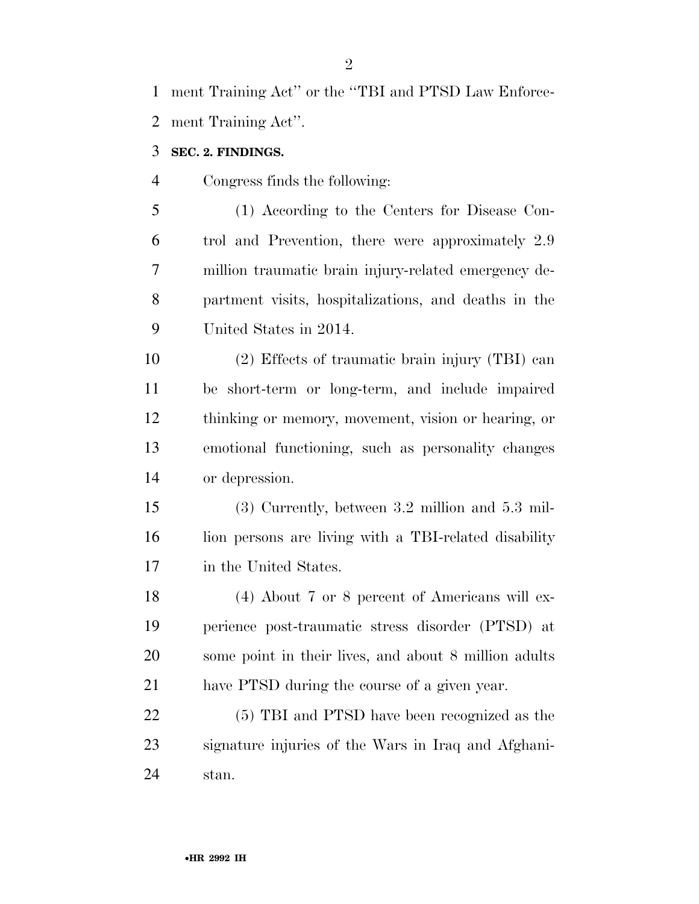ment Training Act'' or the ''TBI and PTSD Law Enforcement Training Act''.

**SEC. 2. FINDINGS.**

Congress finds the following:

(1) According to the Centers for Disease Control and Prevention, there were approximately 2.9 million traumatic brain injury-related emergency department visits, hospitalizations, and deaths in the United States in 2014.

(2) Effects of traumatic brain injury (TBI) can be short-term or long-term, and include impaired thinking or memory, movement, vision or hearing, or emotional functioning, such as personality changes or depression.

(3) Currently, between 3.2 million and 5.3 million persons are living with a TBI-related disability in the United States.

(4) About 7 or 8 percent of Americans will experience post-traumatic stress disorder (PTSD) at some point in their lives, and about 8 million adults have PTSD during the course of a given year.

(5) TBI and PTSD have been recognized as the signature injuries of the Wars in Iraq and Afghanistan.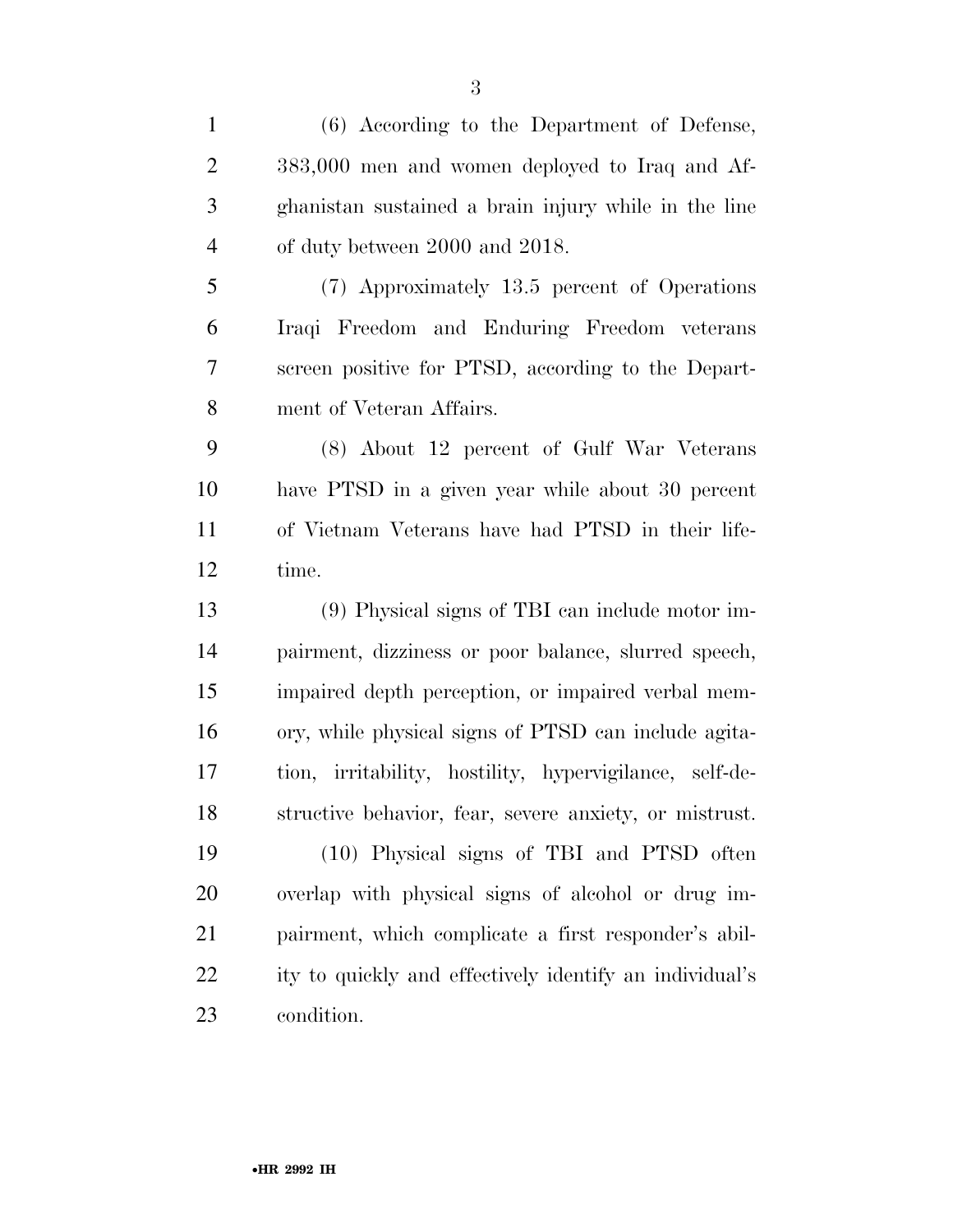(6) According to the Department of Defense, 383,000 men and women deployed to Iraq and Afghanistan sustained a brain injury while in the line of duty between 2000 and 2018.

(7) Approximately 13.5 percent of Operations Iraqi Freedom and Enduring Freedom veterans screen positive for PTSD, according to the Department of Veteran Affairs.

(8) About 12 percent of Gulf War Veterans have PTSD in a given year while about 30 percent of Vietnam Veterans have had PTSD in their lifetime.

(9) Physical signs of TBI can include motor impairment, dizziness or poor balance, slurred speech, impaired depth perception, or impaired verbal memory, while physical signs of PTSD can include agitation, irritability, hostility, hypervigilance, self-destructive behavior, fear, severe anxiety, or mistrust.

(10) Physical signs of TBI and PTSD often overlap with physical signs of alcohol or drug impairment, which complicate a first responder's ability to quickly and effectively identify an individual's condition.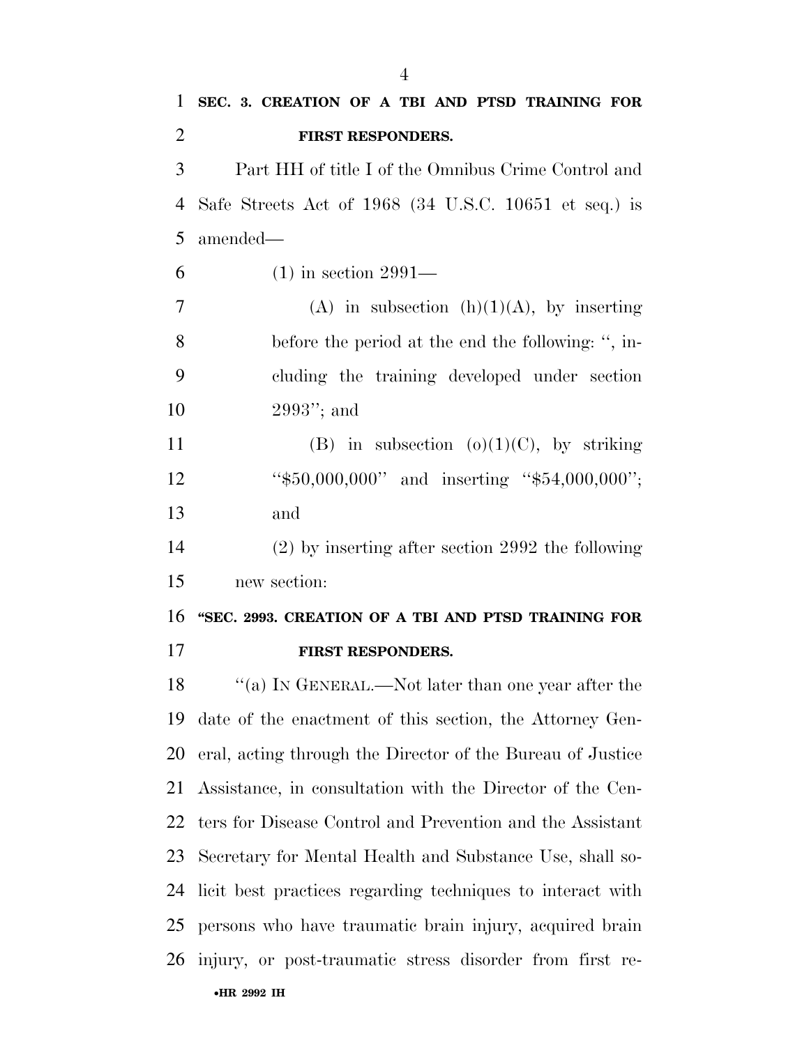**SEC. 3. CREATION OF A TBI AND PTSD TRAINING FOR FIRST RESPONDERS.**

Part HH of title I of the Omnibus Crime Control and Safe Streets Act of 1968 (34 U.S.C. 10651 et seq.) is amended—

(1) in section 2991—

(A) in subsection (h)(1)(A), by inserting before the period at the end the following: ", including the training developed under section 2993"; and

(B) in subsection (o)(1)(C), by striking "$50,000,000" and inserting "$54,000,000"; and

(2) by inserting after section 2992 the following new section:

**"SEC. 2993. CREATION OF A TBI AND PTSD TRAINING FOR FIRST RESPONDERS.**

"(a) IN GENERAL.—Not later than one year after the date of the enactment of this section, the Attorney General, acting through the Director of the Bureau of Justice Assistance, in consultation with the Director of the Centers for Disease Control and Prevention and the Assistant Secretary for Mental Health and Substance Use, shall solicit best practices regarding techniques to interact with persons who have traumatic brain injury, acquired brain injury, or post-traumatic stress disorder from first re-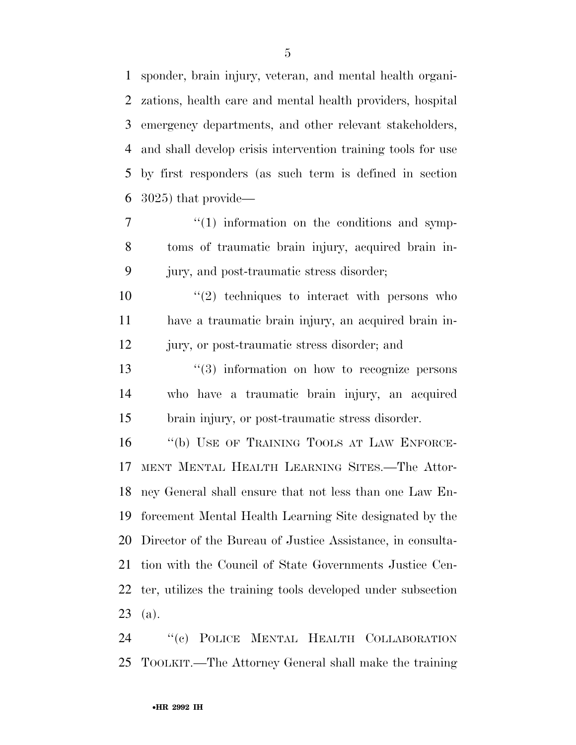sponder, brain injury, veteran, and mental health organizations, health care and mental health providers, hospital emergency departments, and other relevant stakeholders, and shall develop crisis intervention training tools for use by first responders (as such term is defined in section 3025) that provide—

"(1) information on the conditions and symptoms of traumatic brain injury, acquired brain injury, and post-traumatic stress disorder;

"(2) techniques to interact with persons who have a traumatic brain injury, an acquired brain injury, or post-traumatic stress disorder; and

"(3) information on how to recognize persons who have a traumatic brain injury, an acquired brain injury, or post-traumatic stress disorder.

"(b) USE OF TRAINING TOOLS AT LAW ENFORCEMENT MENTAL HEALTH LEARNING SITES.—The Attorney General shall ensure that not less than one Law Enforcement Mental Health Learning Site designated by the Director of the Bureau of Justice Assistance, in consultation with the Council of State Governments Justice Center, utilizes the training tools developed under subsection (a).

"(c) POLICE MENTAL HEALTH COLLABORATION TOOLKIT.—The Attorney General shall make the training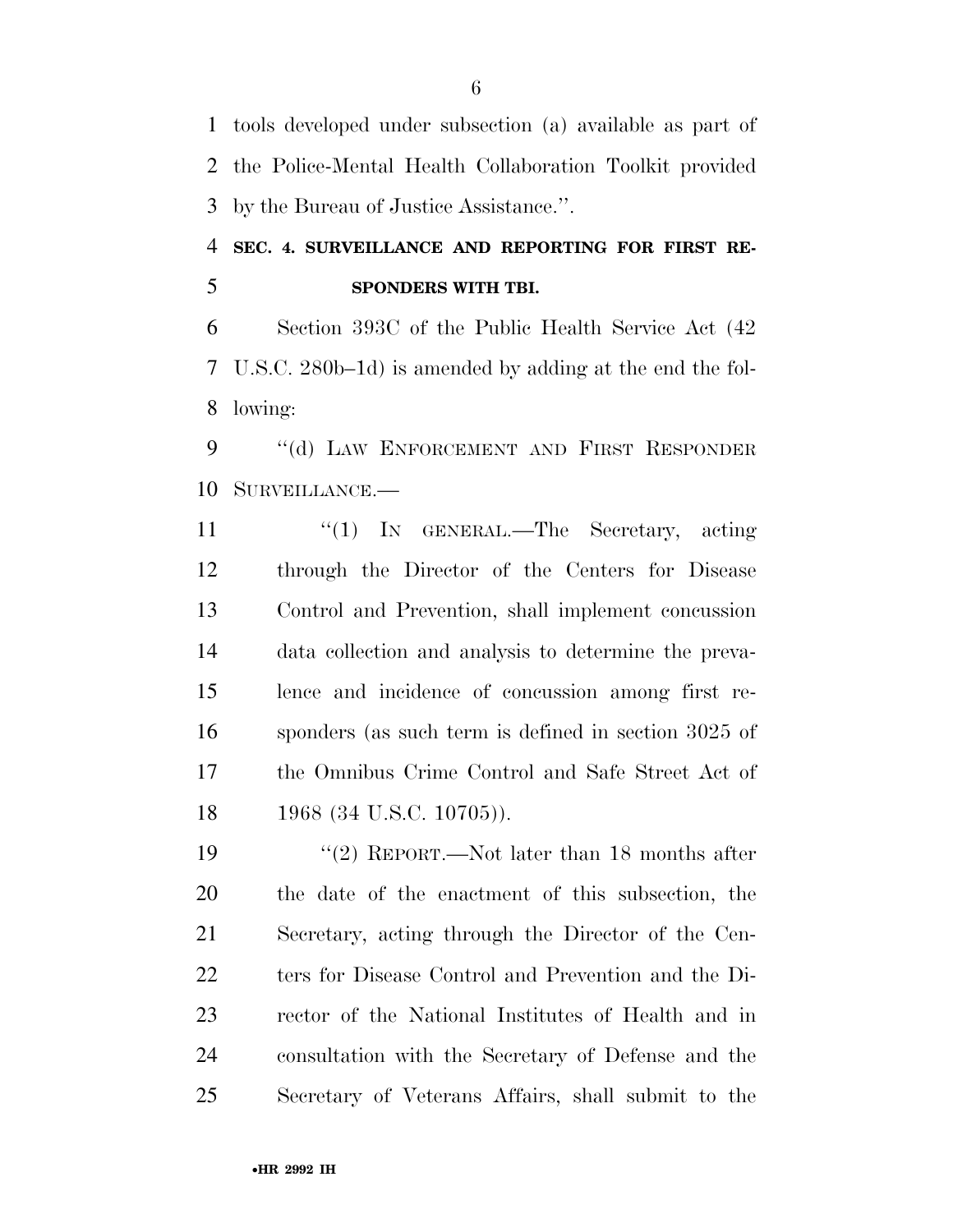tools developed under subsection (a) available as part of the Police-Mental Health Collaboration Toolkit provided by the Bureau of Justice Assistance.''.

**SEC. 4. SURVEILLANCE AND REPORTING FOR FIRST RESPONDERS WITH TBI.**

Section 393C of the Public Health Service Act (42 U.S.C. 280b–1d) is amended by adding at the end the following:

''(d) LAW ENFORCEMENT AND FIRST RESPONDER SURVEILLANCE.—

''(1) IN GENERAL.—The Secretary, acting through the Director of the Centers for Disease Control and Prevention, shall implement concussion data collection and analysis to determine the prevalence and incidence of concussion among first responders (as such term is defined in section 3025 of the Omnibus Crime Control and Safe Street Act of 1968 (34 U.S.C. 10705)).

''(2) REPORT.—Not later than 18 months after the date of the enactment of this subsection, the Secretary, acting through the Director of the Centers for Disease Control and Prevention and the Director of the National Institutes of Health and in consultation with the Secretary of Defense and the Secretary of Veterans Affairs, shall submit to the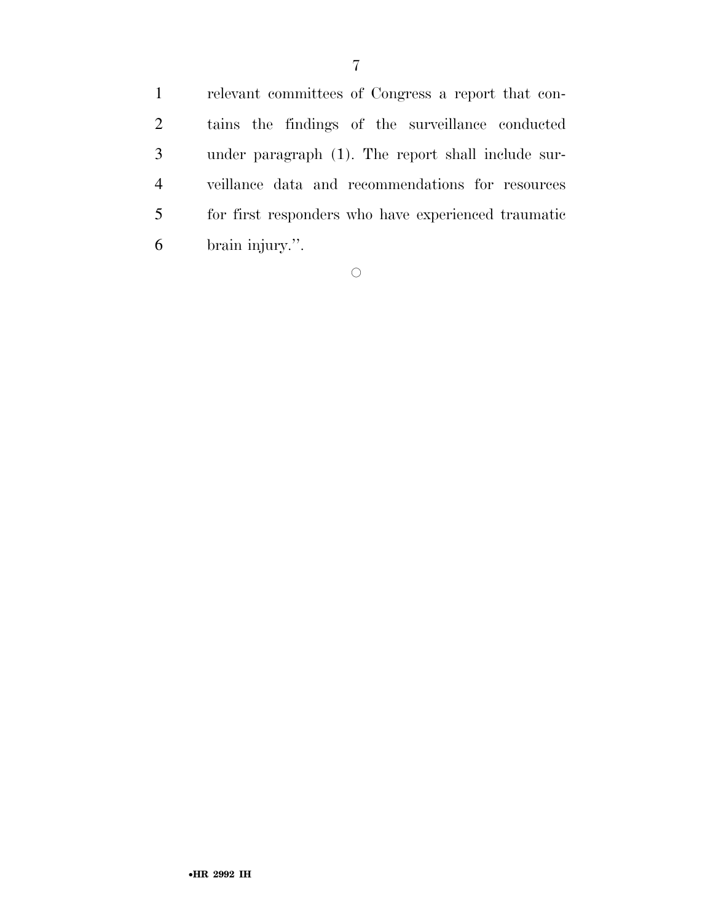relevant committees of Congress a report that contains the findings of the surveillance conducted under paragraph (1). The report shall include surveillance data and recommendations for resources for first responders who have experienced traumatic brain injury.''.

○